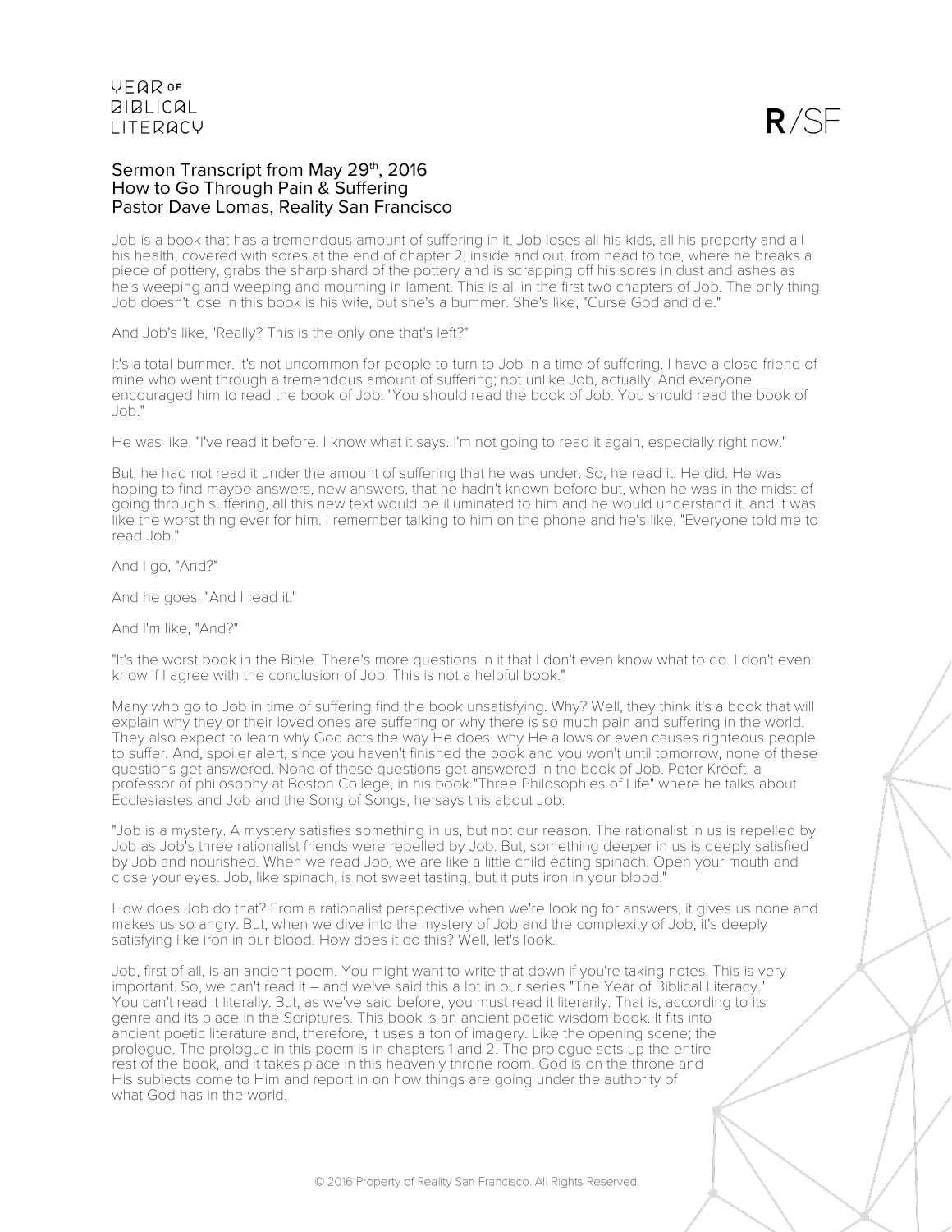# Sermon Transcript from May 29th, 2016
## How to Go Through Pain & Suffering
### Pastor Dave Lomas, Reality San Francisco

Job is a book that has a tremendous amount of suffering in it. Job loses all his kids, all his property and all his health, covered with sores at the end of chapter 2, inside and out, from head to toe, where he breaks a piece of pottery, grabs the sharp shard of the pottery and is scrapping off his sores in dust and ashes as he's weeping and weeping and mourning in lament. This is all in the first two chapters of Job. The only thing Job doesn't lose in this book is his wife, but she's a bummer. She's like, "Curse God and die."

And Job's like, "Really? This is the only one that's left?"

It's a total bummer. It's not uncommon for people to turn to Job in a time of suffering. I have a close friend of mine who went through a tremendous amount of suffering; not unlike Job, actually. And everyone encouraged him to read the book of Job. "You should read the book of Job. You should read the book of Job."

He was like, "I've read it before. I know what it says. I'm not going to read it again, especially right now."

But, he had not read it under the amount of suffering that he was under. So, he read it. He did. He was hoping to find maybe answers, new answers, that he hadn't known before but, when he was in the midst of going through suffering, all this new text would be illuminated to him and he would understand it, and it was like the worst thing ever for him. I remember talking to him on the phone and he's like, "Everyone told me to read Job."

And I go, "And?"

And he goes, "And I read it."

And I'm like, "And?"

"It's the worst book in the Bible. There's more questions in it that I don't even know what to do. I don't even know if I agree with the conclusion of Job. This is not a helpful book."

Many who go to Job in time of suffering find the book unsatisfying. Why? Well, they think it's a book that will explain why they or their loved ones are suffering or why there is so much pain and suffering in the world. They also expect to learn why God acts the way He does, why He allows or even causes righteous people to suffer. And, spoiler alert, since you haven't finished the book and you won't until tomorrow, none of these questions get answered. None of these questions get answered in the book of Job. Peter Kreeft, a professor of philosophy at Boston College, in his book "Three Philosophies of Life" where he talks about Ecclesiastes and Job and the Song of Songs, he says this about Job:

"Job is a mystery. A mystery satisfies something in us, but not our reason. The rationalist in us is repelled by Job as Job's three rationalist friends were repelled by Job. But, something deeper in us is deeply satisfied by Job and nourished. When we read Job, we are like a little child eating spinach. Open your mouth and close your eyes. Job, like spinach, is not sweet tasting, but it puts iron in your blood."

How does Job do that? From a rationalist perspective when we're looking for answers, it gives us none and makes us so angry. But, when we dive into the mystery of Job and the complexity of Job, it's deeply satisfying like iron in our blood. How does it do this? Well, let's look.

Job, first of all, is an ancient poem. You might want to write that down if you're taking notes. This is very important. So, we can't read it – and we've said this a lot in our series "The Year of Biblical Literacy." You can't read it literally. But, as we've said before, you must read it literarily. That is, according to its genre and its place in the Scriptures. This book is an ancient poetic wisdom book. It fits into ancient poetic literature and, therefore, it uses a ton of imagery. Like the opening scene; the prologue. The prologue in this poem is in chapters 1 and 2. The prologue sets up the entire rest of the book, and it takes place in this heavenly throne room. God is on the throne and His subjects come to Him and report in on how things are going under the authority of what God has in the world.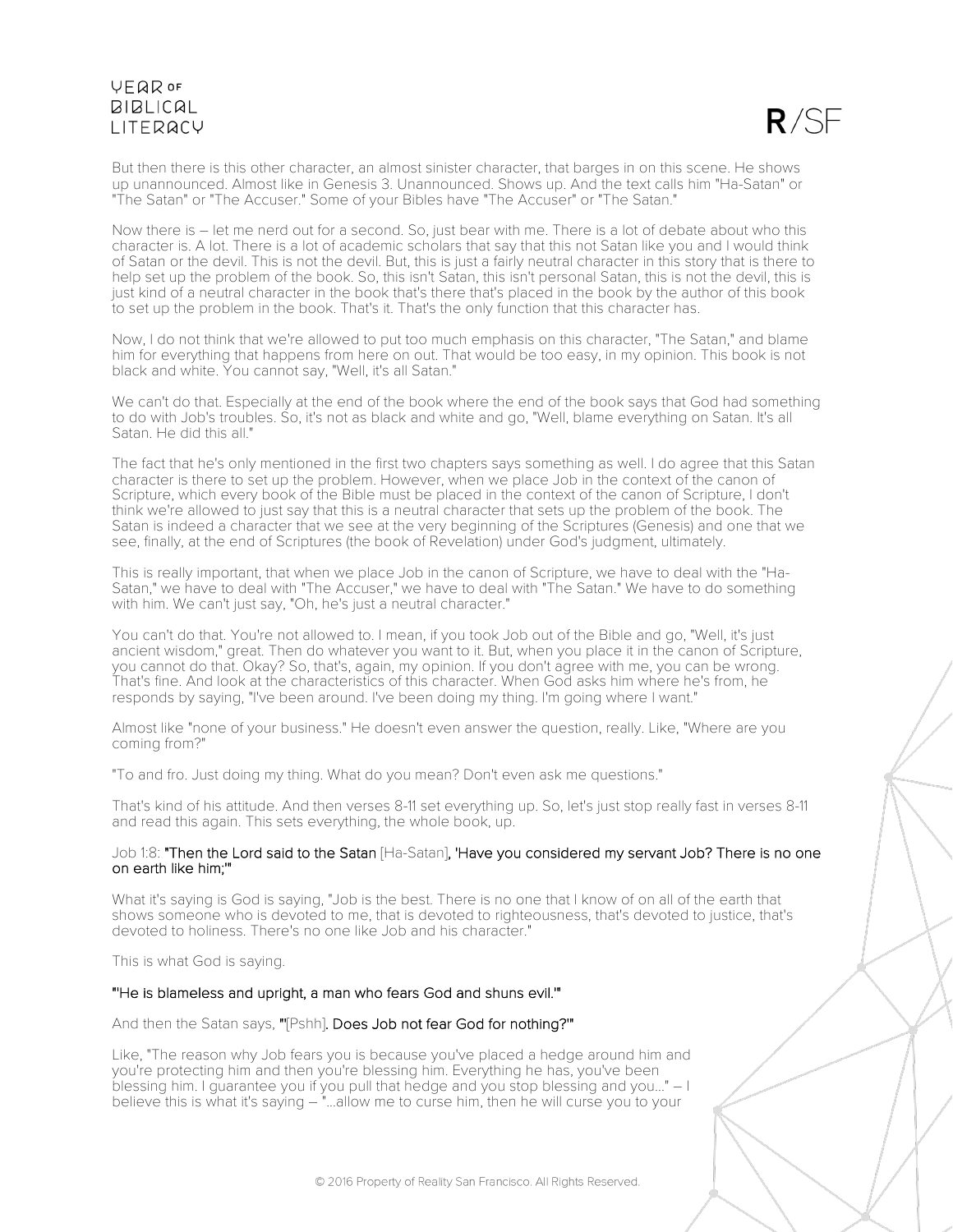But then there is this other character, an almost sinister character, that barges in on this scene. He shows up unannounced. Almost like in Genesis 3. Unannounced. Shows up. And the text calls him "Ha-Satan" or "The Satan" or "The Accuser." Some of your Bibles have "The Accuser" or "The Satan."

Now there is – let me nerd out for a second. So, just bear with me. There is a lot of debate about who this character is. A lot. There is a lot of academic scholars that say that this not Satan like you and I would think of Satan or the devil. This is not the devil. But, this is just a fairly neutral character in this story that is there to help set up the problem of the book. So, this isn't Satan, this isn't personal Satan, this is not the devil, this is just kind of a neutral character in the book that's there that's placed in the book by the author of this book to set up the problem in the book. That's it. That's the only function that this character has.

Now, I do not think that we're allowed to put too much emphasis on this character, "The Satan," and blame him for everything that happens from here on out. That would be too easy, in my opinion. This book is not black and white. You cannot say, "Well, it's all Satan."

We can't do that. Especially at the end of the book where the end of the book says that God had something to do with Job's troubles. So, it's not as black and white and go, "Well, blame everything on Satan. It's all Satan. He did this all."

The fact that he's only mentioned in the first two chapters says something as well. I do agree that this Satan character is there to set up the problem. However, when we place Job in the context of the canon of Scripture, which every book of the Bible must be placed in the context of the canon of Scripture, I don't think we're allowed to just say that this is a neutral character that sets up the problem of the book. The Satan is indeed a character that we see at the very beginning of the Scriptures (Genesis) and one that we see, finally, at the end of Scriptures (the book of Revelation) under God's judgment, ultimately.

This is really important, that when we place Job in the canon of Scripture, we have to deal with the "Ha-Satan," we have to deal with "The Accuser," we have to deal with "The Satan." We have to do something with him. We can't just say, "Oh, he's just a neutral character."

You can't do that. You're not allowed to. I mean, if you took Job out of the Bible and go, "Well, it's just ancient wisdom," great. Then do whatever you want to it. But, when you place it in the canon of Scripture, you cannot do that. Okay? So, that's, again, my opinion. If you don't agree with me, you can be wrong. That's fine. And look at the characteristics of this character. When God asks him where he's from, he responds by saying, "I've been around. I've been doing my thing. I'm going where I want."

Almost like "none of your business." He doesn't even answer the question, really. Like, "Where are you coming from?"

"To and fro. Just doing my thing. What do you mean? Don't even ask me questions."

That's kind of his attitude. And then verses 8-11 set everything up. So, let's just stop really fast in verses 8-11 and read this again. This sets everything, the whole book, up.

Job 1:8: **"Then the Lord said to the Satan** [Ha-Satan]**, 'Have you considered my servant Job? There is no one on earth like him;'"**

What it's saying is God is saying, "Job is the best. There is no one that I know of on all of the earth that shows someone who is devoted to me, that is devoted to righteousness, that's devoted to justice, that's devoted to holiness. There's no one like Job and his character."

This is what God is saying.

**"'He is blameless and upright, a man who fears God and shuns evil.'"**

And then the Satan says, **"'**[Pshh]**. Does Job not fear God for nothing?'"**

Like, "The reason why Job fears you is because you've placed a hedge around him and you're protecting him and then you're blessing him. Everything he has, you've been blessing him. I guarantee you if you pull that hedge and you stop blessing and you…" – I believe this is what it's saying – "…allow me to curse him, then he will curse you to your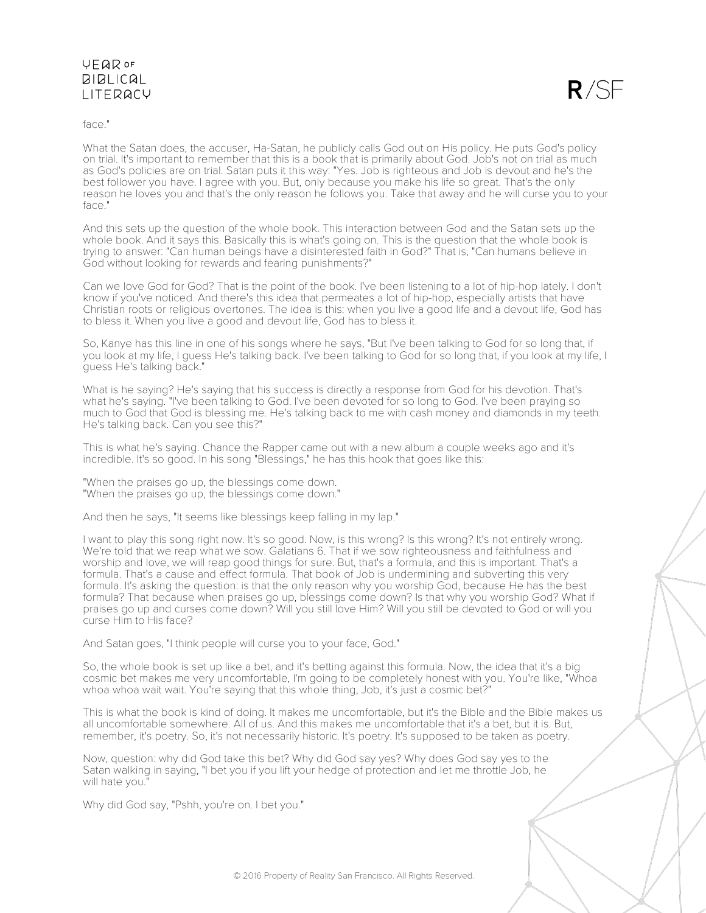face."

What the Satan does, the accuser, Ha-Satan, he publicly calls God out on His policy. He puts God's policy on trial. It's important to remember that this is a book that is primarily about God. Job's not on trial as much as God's policies are on trial. Satan puts it this way: "Yes. Job is righteous and Job is devout and he's the best follower you have. I agree with you. But, only because you make his life so great. That's the only reason he loves you and that's the only reason he follows you. Take that away and he will curse you to your face."

And this sets up the question of the whole book. This interaction between God and the Satan sets up the whole book. And it says this. Basically this is what's going on. This is the question that the whole book is trying to answer: "Can human beings have a disinterested faith in God?" That is, "Can humans believe in God without looking for rewards and fearing punishments?"

Can we love God for God? That is the point of the book. I've been listening to a lot of hip-hop lately. I don't know if you've noticed. And there's this idea that permeates a lot of hip-hop, especially artists that have Christian roots or religious overtones. The idea is this: when you live a good life and a devout life, God has to bless it. When you live a good and devout life, God has to bless it.

So, Kanye has this line in one of his songs where he says, "But I've been talking to God for so long that, if you look at my life, I guess He's talking back. I've been talking to God for so long that, if you look at my life, I guess He's talking back."

What is he saying? He's saying that his success is directly a response from God for his devotion. That's what he's saying. "I've been talking to God. I've been devoted for so long to God. I've been praying so much to God that God is blessing me. He's talking back to me with cash money and diamonds in my teeth. He's talking back. Can you see this?"

This is what he's saying. Chance the Rapper came out with a new album a couple weeks ago and it's incredible. It's so good. In his song "Blessings," he has this hook that goes like this:

"When the praises go up, the blessings come down.
"When the praises go up, the blessings come down."

And then he says, "It seems like blessings keep falling in my lap."

I want to play this song right now. It's so good. Now, is this wrong? Is this wrong? It's not entirely wrong. We're told that we reap what we sow. Galatians 6. That if we sow righteousness and faithfulness and worship and love, we will reap good things for sure. But, that's a formula, and this is important. That's a formula. That's a cause and effect formula. That book of Job is undermining and subverting this very formula. It's asking the question: is that the only reason why you worship God, because He has the best formula? That because when praises go up, blessings come down? Is that why you worship God? What if praises go up and curses come down? Will you still love Him? Will you still be devoted to God or will you curse Him to His face?

And Satan goes, "I think people will curse you to your face, God."

So, the whole book is set up like a bet, and it's betting against this formula. Now, the idea that it's a big cosmic bet makes me very uncomfortable, I'm going to be completely honest with you. You're like, "Whoa whoa whoa wait wait. You're saying that this whole thing, Job, it's just a cosmic bet?"

This is what the book is kind of doing. It makes me uncomfortable, but it's the Bible and the Bible makes us all uncomfortable somewhere. All of us. And this makes me uncomfortable that it's a bet, but it is. But, remember, it's poetry. So, it's not necessarily historic. It's poetry. It's supposed to be taken as poetry.

Now, question: why did God take this bet? Why did God say yes? Why does God say yes to the Satan walking in saying, "I bet you if you lift your hedge of protection and let me throttle Job, he will hate you."

Why did God say, "Pshh, you're on. I bet you."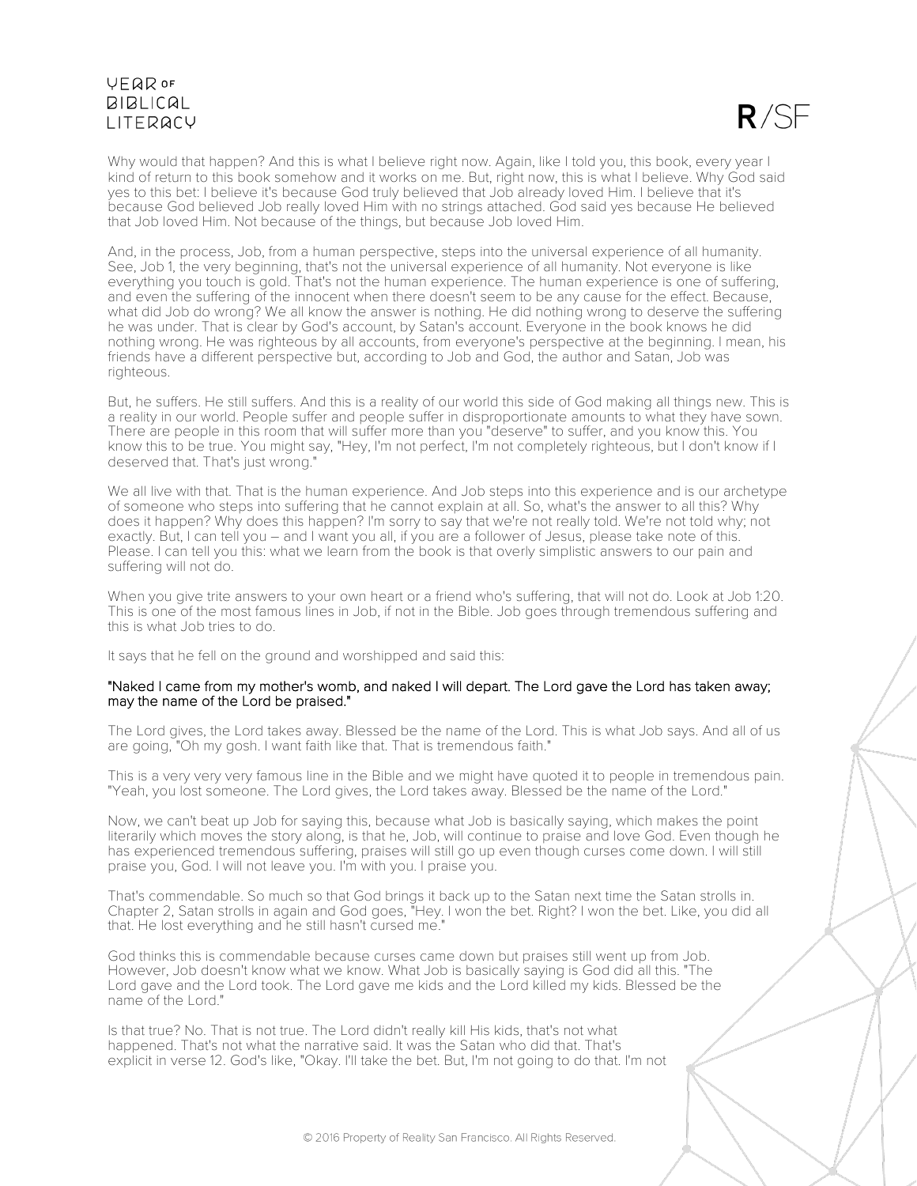Why would that happen? And this is what I believe right now. Again, like I told you, this book, every year I kind of return to this book somehow and it works on me. But, right now, this is what I believe. Why God said yes to this bet: I believe it's because God truly believed that Job already loved Him. I believe that it's because God believed Job really loved Him with no strings attached. God said yes because He believed that Job loved Him. Not because of the things, but because Job loved Him.

And, in the process, Job, from a human perspective, steps into the universal experience of all humanity. See, Job 1, the very beginning, that's not the universal experience of all humanity. Not everyone is like everything you touch is gold. That's not the human experience. The human experience is one of suffering, and even the suffering of the innocent when there doesn't seem to be any cause for the effect. Because, what did Job do wrong? We all know the answer is nothing. He did nothing wrong to deserve the suffering he was under. That is clear by God's account, by Satan's account. Everyone in the book knows he did nothing wrong. He was righteous by all accounts, from everyone's perspective at the beginning. I mean, his friends have a different perspective but, according to Job and God, the author and Satan, Job was righteous.

But, he suffers. He still suffers. And this is a reality of our world this side of God making all things new. This is a reality in our world. People suffer and people suffer in disproportionate amounts to what they have sown. There are people in this room that will suffer more than you "deserve" to suffer, and you know this. You know this to be true. You might say, "Hey, I'm not perfect, I'm not completely righteous, but I don't know if I deserved that. That's just wrong."

We all live with that. That is the human experience. And Job steps into this experience and is our archetype of someone who steps into suffering that he cannot explain at all. So, what's the answer to all this? Why does it happen? Why does this happen? I'm sorry to say that we're not really told. We're not told why; not exactly. But, I can tell you – and I want you all, if you are a follower of Jesus, please take note of this. Please. I can tell you this: what we learn from the book is that overly simplistic answers to our pain and suffering will not do.

When you give trite answers to your own heart or a friend who's suffering, that will not do. Look at Job 1:20. This is one of the most famous lines in Job, if not in the Bible. Job goes through tremendous suffering and this is what Job tries to do.

It says that he fell on the ground and worshipped and said this:

"Naked I came from my mother's womb, and naked I will depart. The Lord gave the Lord has taken away; may the name of the Lord be praised."

The Lord gives, the Lord takes away. Blessed be the name of the Lord. This is what Job says. And all of us are going, "Oh my gosh. I want faith like that. That is tremendous faith."

This is a very very very famous line in the Bible and we might have quoted it to people in tremendous pain. "Yeah, you lost someone. The Lord gives, the Lord takes away. Blessed be the name of the Lord."

Now, we can't beat up Job for saying this, because what Job is basically saying, which makes the point literarily which moves the story along, is that he, Job, will continue to praise and love God. Even though he has experienced tremendous suffering, praises will still go up even though curses come down. I will still praise you, God. I will not leave you. I'm with you. I praise you.

That's commendable. So much so that God brings it back up to the Satan next time the Satan strolls in. Chapter 2, Satan strolls in again and God goes, "Hey. I won the bet. Right? I won the bet. Like, you did all that. He lost everything and he still hasn't cursed me."

God thinks this is commendable because curses came down but praises still went up from Job. However, Job doesn't know what we know. What Job is basically saying is God did all this. "The Lord gave and the Lord took. The Lord gave me kids and the Lord killed my kids. Blessed be the name of the Lord."

Is that true? No. That is not true. The Lord didn't really kill His kids, that's not what happened. That's not what the narrative said. It was the Satan who did that. That's explicit in verse 12. God's like, "Okay. I'll take the bet. But, I'm not going to do that. I'm not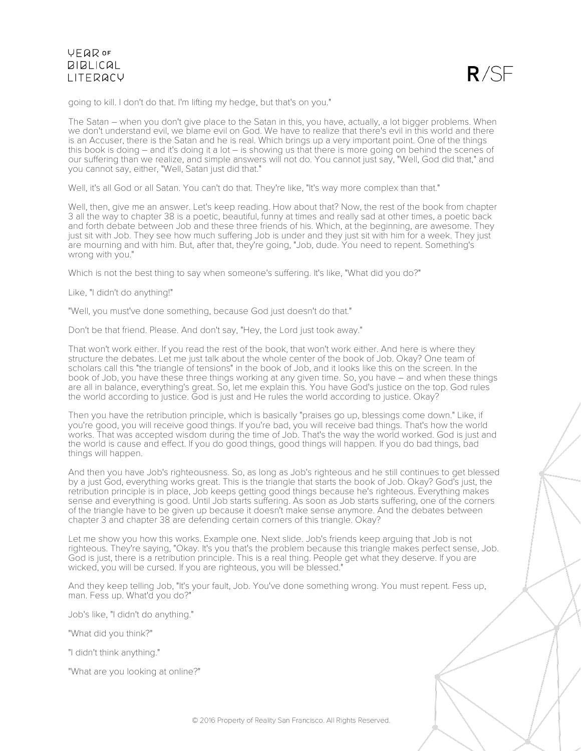going to kill. I don't do that. I'm lifting my hedge, but that's on you."

The Satan – when you don't give place to the Satan in this, you have, actually, a lot bigger problems. When we don't understand evil, we blame evil on God. We have to realize that there's evil in this world and there is an Accuser, there is the Satan and he is real. Which brings up a very important point. One of the things this book is doing – and it's doing it a lot – is showing us that there is more going on behind the scenes of our suffering than we realize, and simple answers will not do. You cannot just say, "Well, God did that," and you cannot say, either, "Well, Satan just did that."

Well, it's all God or all Satan. You can't do that. They're like, "It's way more complex than that."

Well, then, give me an answer. Let's keep reading. How about that? Now, the rest of the book from chapter 3 all the way to chapter 38 is a poetic, beautiful, funny at times and really sad at other times, a poetic back and forth debate between Job and these three friends of his. Which, at the beginning, are awesome. They just sit with Job. They see how much suffering Job is under and they just sit with him for a week. They just are mourning and with him. But, after that, they're going, "Job, dude. You need to repent. Something's wrong with you."

Which is not the best thing to say when someone's suffering. It's like, "What did you do?"

Like, "I didn't do anything!"

"Well, you must've done something, because God just doesn't do that."

Don't be that friend. Please. And don't say, "Hey, the Lord just took away."

That won't work either. If you read the rest of the book, that won't work either. And here is where they structure the debates. Let me just talk about the whole center of the book of Job. Okay? One team of scholars call this "the triangle of tensions" in the book of Job, and it looks like this on the screen. In the book of Job, you have these three things working at any given time. So, you have – and when these things are all in balance, everything's great. So, let me explain this. You have God's justice on the top. God rules the world according to justice. God is just and He rules the world according to justice. Okay?

Then you have the retribution principle, which is basically "praises go up, blessings come down." Like, if you're good, you will receive good things. If you're bad, you will receive bad things. That's how the world works. That was accepted wisdom during the time of Job. That's the way the world worked. God is just and the world is cause and effect. If you do good things, good things will happen. If you do bad things, bad things will happen.

And then you have Job's righteousness. So, as long as Job's righteous and he still continues to get blessed by a just God, everything works great. This is the triangle that starts the book of Job. Okay? God's just, the retribution principle is in place, Job keeps getting good things because he's righteous. Everything makes sense and everything is good. Until Job starts suffering. As soon as Job starts suffering, one of the corners of the triangle have to be given up because it doesn't make sense anymore. And the debates between chapter 3 and chapter 38 are defending certain corners of this triangle. Okay?

Let me show you how this works. Example one. Next slide. Job's friends keep arguing that Job is not righteous. They're saying, "Okay. It's you that's the problem because this triangle makes perfect sense, Job. God is just, there is a retribution principle. This is a real thing. People get what they deserve. If you are wicked, you will be cursed. If you are righteous, you will be blessed."

And they keep telling Job, "It's your fault, Job. You've done something wrong. You must repent. Fess up, man. Fess up. What'd you do?"

Job's like, "I didn't do anything."

"What did you think?"

"I didn't think anything."

"What are you looking at online?"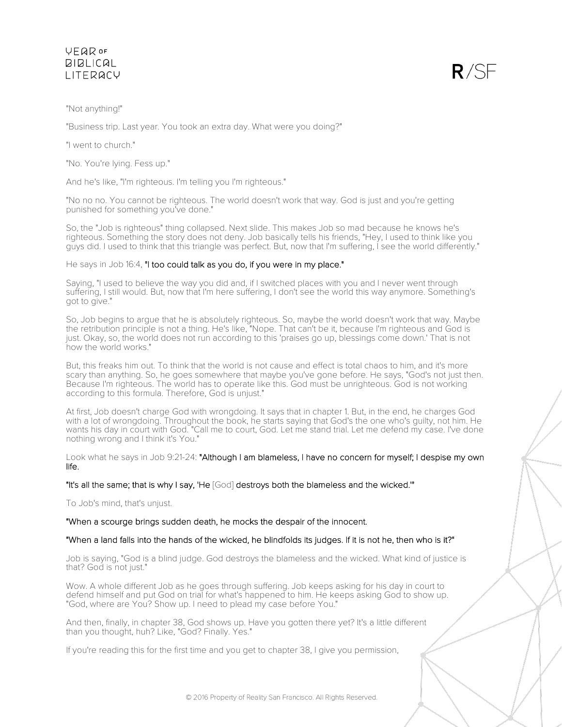"Not anything!"

"Business trip. Last year. You took an extra day. What were you doing?"

"I went to church."

"No. You're lying. Fess up."

And he's like, "I'm righteous. I'm telling you I'm righteous."

"No no no. You cannot be righteous. The world doesn't work that way. God is just and you're getting punished for something you've done."

So, the "Job is righteous" thing collapsed. Next slide. This makes Job so mad because he knows he's righteous. Something the story does not deny. Job basically tells his friends, "Hey, I used to think like you guys did. I used to think that this triangle was perfect. But, now that I'm suffering, I see the world differently."

He says in Job 16:4, **"I too could talk as you do, if you were in my place."**

Saying, "I used to believe the way you did and, if I switched places with you and I never went through suffering, I still would. But, now that I'm here suffering, I don't see the world this way anymore. Something's got to give."

So, Job begins to argue that he is absolutely righteous. So, maybe the world doesn't work that way. Maybe the retribution principle is not a thing. He's like, "Nope. That can't be it, because I'm righteous and God is just. Okay, so, the world does not run according to this 'praises go up, blessings come down.' That is not how the world works."

But, this freaks him out. To think that the world is not cause and effect is total chaos to him, and it's more scary than anything. So, he goes somewhere that maybe you've gone before. He says, "God's not just then. Because I'm righteous. The world has to operate like this. God must be unrighteous. God is not working according to this formula. Therefore, God is unjust."

At first, Job doesn't charge God with wrongdoing. It says that in chapter 1. But, in the end, he charges God with a lot of wrongdoing. Throughout the book, he starts saying that God's the one who's guilty, not him. He wants his day in court with God. "Call me to court, God. Let me stand trial. Let me defend my case. I've done nothing wrong and I think it's You."

Look what he says in Job 9:21-24: **"Although I am blameless, I have no concern for myself; I despise my own life.**

**"It's all the same; that is why I say, 'He** [God] **destroys both the blameless and the wicked.'"**

To Job's mind, that's unjust.

**"When a scourge brings sudden death, he mocks the despair of the innocent.**

**"When a land falls into the hands of the wicked, he blindfolds its judges. If it is not he, then who is it?"**

Job is saying, "God is a blind judge. God destroys the blameless and the wicked. What kind of justice is that? God is not just."

Wow. A whole different Job as he goes through suffering. Job keeps asking for his day in court to defend himself and put God on trial for what's happened to him. He keeps asking God to show up. "God, where are You? Show up. I need to plead my case before You."

And then, finally, in chapter 38, God shows up. Have you gotten there yet? It's a little different than you thought, huh? Like, "God? Finally. Yes."

If you're reading this for the first time and you get to chapter 38, I give you permission,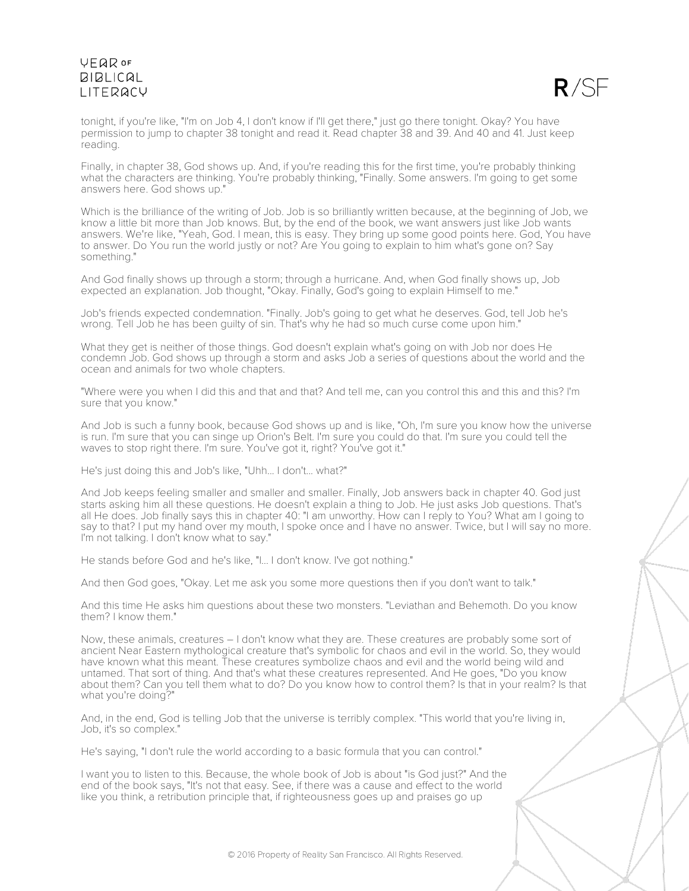tonight, if you're like, "I'm on Job 4, I don't know if I'll get there," just go there tonight. Okay? You have permission to jump to chapter 38 tonight and read it. Read chapter 38 and 39. And 40 and 41. Just keep reading.

Finally, in chapter 38, God shows up. And, if you're reading this for the first time, you're probably thinking what the characters are thinking. You're probably thinking, "Finally. Some answers. I'm going to get some answers here. God shows up."

Which is the brilliance of the writing of Job. Job is so brilliantly written because, at the beginning of Job, we know a little bit more than Job knows. But, by the end of the book, we want answers just like Job wants answers. We're like, "Yeah, God. I mean, this is easy. They bring up some good points here. God, You have to answer. Do You run the world justly or not? Are You going to explain to him what's gone on? Say something."

And God finally shows up through a storm; through a hurricane. And, when God finally shows up, Job expected an explanation. Job thought, "Okay. Finally, God's going to explain Himself to me."

Job's friends expected condemnation. "Finally. Job's going to get what he deserves. God, tell Job he's wrong. Tell Job he has been guilty of sin. That's why he had so much curse come upon him."

What they get is neither of those things. God doesn't explain what's going on with Job nor does He condemn Job. God shows up through a storm and asks Job a series of questions about the world and the ocean and animals for two whole chapters.

"Where were you when I did this and that and that? And tell me, can you control this and this and this? I'm sure that you know."

And Job is such a funny book, because God shows up and is like, "Oh, I'm sure you know how the universe is run. I'm sure that you can singe up Orion's Belt. I'm sure you could do that. I'm sure you could tell the waves to stop right there. I'm sure. You've got it, right? You've got it."

He's just doing this and Job's like, "Uhh… I don't… what?"

And Job keeps feeling smaller and smaller and smaller. Finally, Job answers back in chapter 40. God just starts asking him all these questions. He doesn't explain a thing to Job. He just asks Job questions. That's all He does. Job finally says this in chapter 40: "I am unworthy. How can I reply to You? What am I going to say to that? I put my hand over my mouth, I spoke once and I have no answer. Twice, but I will say no more. I'm not talking. I don't know what to say."

He stands before God and he's like, "I… I don't know. I've got nothing."

And then God goes, "Okay. Let me ask you some more questions then if you don't want to talk."

And this time He asks him questions about these two monsters. "Leviathan and Behemoth. Do you know them? I know them."

Now, these animals, creatures – I don't know what they are. These creatures are probably some sort of ancient Near Eastern mythological creature that's symbolic for chaos and evil in the world. So, they would have known what this meant. These creatures symbolize chaos and evil and the world being wild and untamed. That sort of thing. And that's what these creatures represented. And He goes, "Do you know about them? Can you tell them what to do? Do you know how to control them? Is that in your realm? Is that what you're doing?"

And, in the end, God is telling Job that the universe is terribly complex. "This world that you're living in, Job, it's so complex."

He's saying, "I don't rule the world according to a basic formula that you can control."

I want you to listen to this. Because, the whole book of Job is about "is God just?" And the end of the book says, "It's not that easy. See, if there was a cause and effect to the world like you think, a retribution principle that, if righteousness goes up and praises go up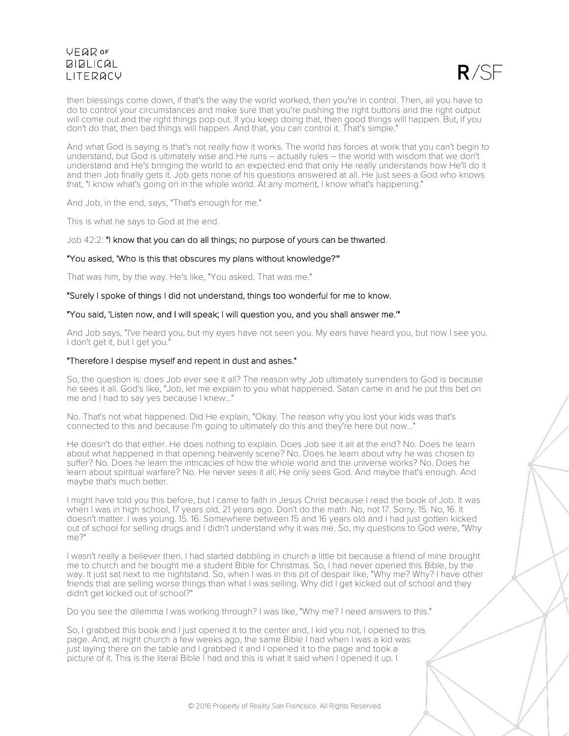then blessings come down, if that's the way the world worked, then you're in control. Then, all you have to do to control your circumstances and make sure that you're pushing the right buttons and the right output will come out and the right things pop out. If you keep doing that, then good things will happen. But, if you don't do that, then bad things will happen. And that, you can control it. That's simple."

And what God is saying is that's not really how it works. The world has forces at work that you can't begin to understand, but God is ultimately wise and He runs – actually rules – the world with wisdom that we don't understand and He's bringing the world to an expected end that only He really understands how He'll do it and then Job finally gets it. Job gets none of his questions answered at all. He just sees a God who knows that, "I know what's going on in the whole world. At any moment, I know what's happening."

And Job, in the end, says, "That's enough for me."

This is what he says to God at the end.

Job 42:2: **"I know that you can do all things; no purpose of yours can be thwarted.**

**"You asked, 'Who is this that obscures my plans without knowledge?'"**

That was him, by the way. He's like, "You asked. That was me."

**"Surely I spoke of things I did not understand, things too wonderful for me to know.**

**"You said, 'Listen now, and I will speak; I will question you, and you shall answer me.'"**

And Job says, "I've heard you, but my eyes have not seen you. My ears have heard you, but now I see you. I don't get it, but I get you."

**"Therefore I despise myself and repent in dust and ashes."**

So, the question is: does Job ever see it all? The reason why Job ultimately surrenders to God is because he sees it all. God's like, "Job, let me explain to you what happened. Satan came in and he put this bet on me and I had to say yes because I knew..."

No. That's not what happened. Did He explain, "Okay. The reason why you lost your kids was that's connected to this and because I'm going to ultimately do this and they're here but now..."

He doesn't do that either. He does nothing to explain. Does Job see it all at the end? No. Does he learn about what happened in that opening heavenly scene? No. Does he learn about why he was chosen to suffer? No. Does he learn the intricacies of how the whole world and the universe works? No. Does he learn about spiritual warfare? No. He never sees it all; He only sees God. And maybe that's enough. And maybe that's much better.

I might have told you this before, but I came to faith in Jesus Christ because I read the book of Job. It was when I was in high school, 17 years old, 21 years ago. Don't do the math. No, not 17. Sorry. 15. No, 16. It doesn't matter. I was young. 15. 16. Somewhere between 15 and 16 years old and I had just gotten kicked out of school for selling drugs and I didn't understand why it was me. So, my questions to God were, "Why me?"

I wasn't really a believer then. I had started dabbling in church a little bit because a friend of mine brought me to church and he bought me a student Bible for Christmas. So, I had never opened this Bible, by the way. It just sat next to me nightstand. So, when I was in this pit of despair like, "Why me? Why? I have other friends that are selling worse things than what I was selling. Why did I get kicked out of school and they didn't get kicked out of school?"

Do you see the dilemma I was working through? I was like, "Why me? I need answers to this."

So, I grabbed this book and I just opened it to the center and, I kid you not, I opened to this page. And, at night church a few weeks ago, the same Bible I had when I was a kid was just laying there on the table and I grabbed it and I opened it to the page and took a picture of it. This is the literal Bible I had and this is what it said when I opened it up. I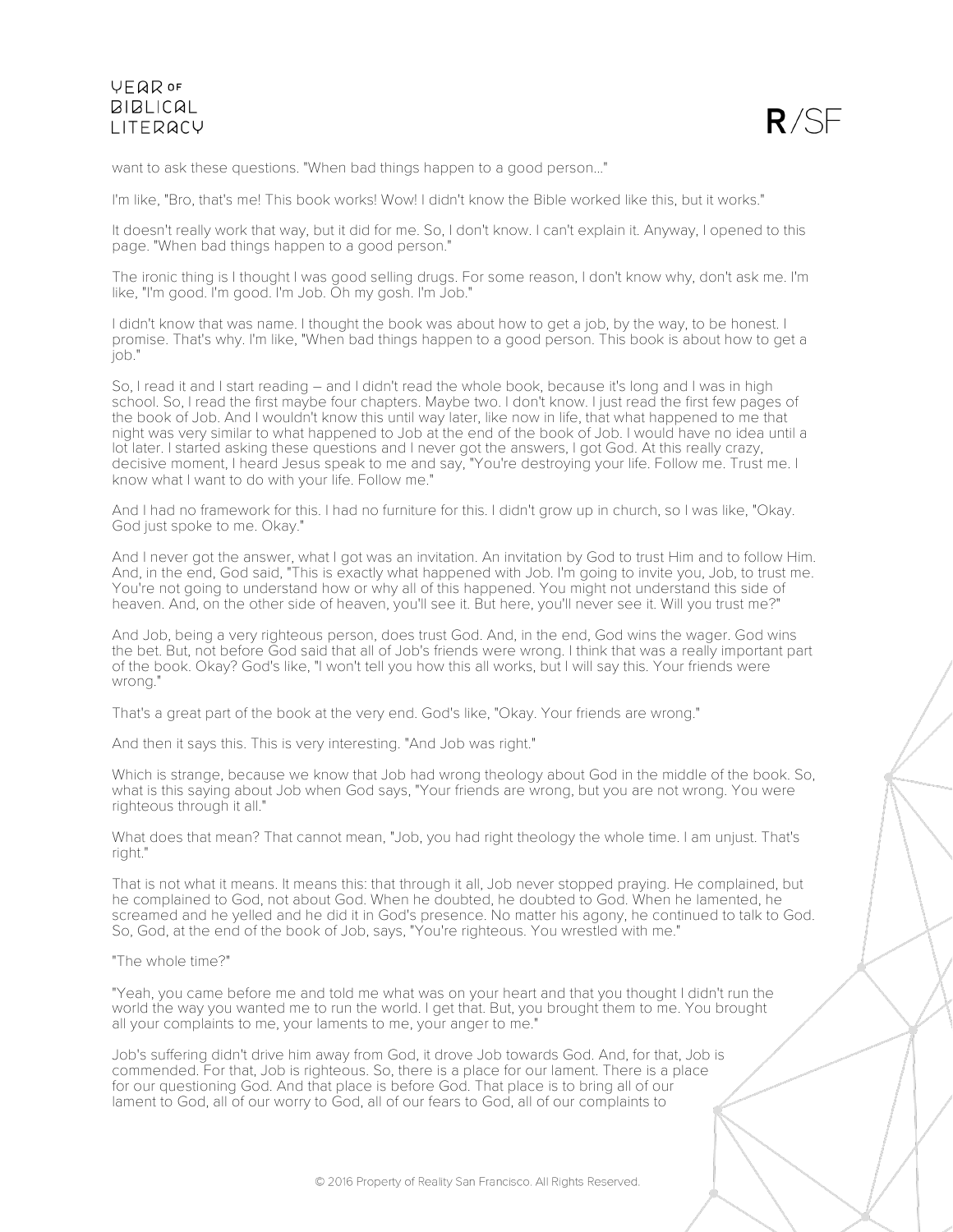want to ask these questions. "When bad things happen to a good person..."

I'm like, "Bro, that's me! This book works! Wow! I didn't know the Bible worked like this, but it works."

It doesn't really work that way, but it did for me. So, I don't know. I can't explain it. Anyway, I opened to this page. "When bad things happen to a good person."

The ironic thing is I thought I was good selling drugs. For some reason, I don't know why, don't ask me. I'm like, "I'm good. I'm good. I'm Job. Oh my gosh. I'm Job."

I didn't know that was name. I thought the book was about how to get a job, by the way, to be honest. I promise. That's why. I'm like, "When bad things happen to a good person. This book is about how to get a job."

So, I read it and I start reading – and I didn't read the whole book, because it's long and I was in high school. So, I read the first maybe four chapters. Maybe two. I don't know. I just read the first few pages of the book of Job. And I wouldn't know this until way later, like now in life, that what happened to me that night was very similar to what happened to Job at the end of the book of Job. I would have no idea until a lot later. I started asking these questions and I never got the answers, I got God. At this really crazy, decisive moment, I heard Jesus speak to me and say, "You're destroying your life. Follow me. Trust me. I know what I want to do with your life. Follow me."

And I had no framework for this. I had no furniture for this. I didn't grow up in church, so I was like, "Okay. God just spoke to me. Okay."

And I never got the answer, what I got was an invitation. An invitation by God to trust Him and to follow Him. And, in the end, God said, "This is exactly what happened with Job. I'm going to invite you, Job, to trust me. You're not going to understand how or why all of this happened. You might not understand this side of heaven. And, on the other side of heaven, you'll see it. But here, you'll never see it. Will you trust me?"

And Job, being a very righteous person, does trust God. And, in the end, God wins the wager. God wins the bet. But, not before God said that all of Job's friends were wrong. I think that was a really important part of the book. Okay? God's like, "I won't tell you how this all works, but I will say this. Your friends were wrong."

That's a great part of the book at the very end. God's like, "Okay. Your friends are wrong."

And then it says this. This is very interesting. "And Job was right."

Which is strange, because we know that Job had wrong theology about God in the middle of the book. So, what is this saying about Job when God says, "Your friends are wrong, but you are not wrong. You were righteous through it all."

What does that mean? That cannot mean, "Job, you had right theology the whole time. I am unjust. That's right."

That is not what it means. It means this: that through it all, Job never stopped praying. He complained, but he complained to God, not about God. When he doubted, he doubted to God. When he lamented, he screamed and he yelled and he did it in God's presence. No matter his agony, he continued to talk to God. So, God, at the end of the book of Job, says, "You're righteous. You wrestled with me."

"The whole time?"

"Yeah, you came before me and told me what was on your heart and that you thought I didn't run the world the way you wanted me to run the world. I get that. But, you brought them to me. You brought all your complaints to me, your laments to me, your anger to me."

Job's suffering didn't drive him away from God, it drove Job towards God. And, for that, Job is commended. For that, Job is righteous. So, there is a place for our lament. There is a place for our questioning God. And that place is before God. That place is to bring all of our lament to God, all of our worry to God, all of our fears to God, all of our complaints to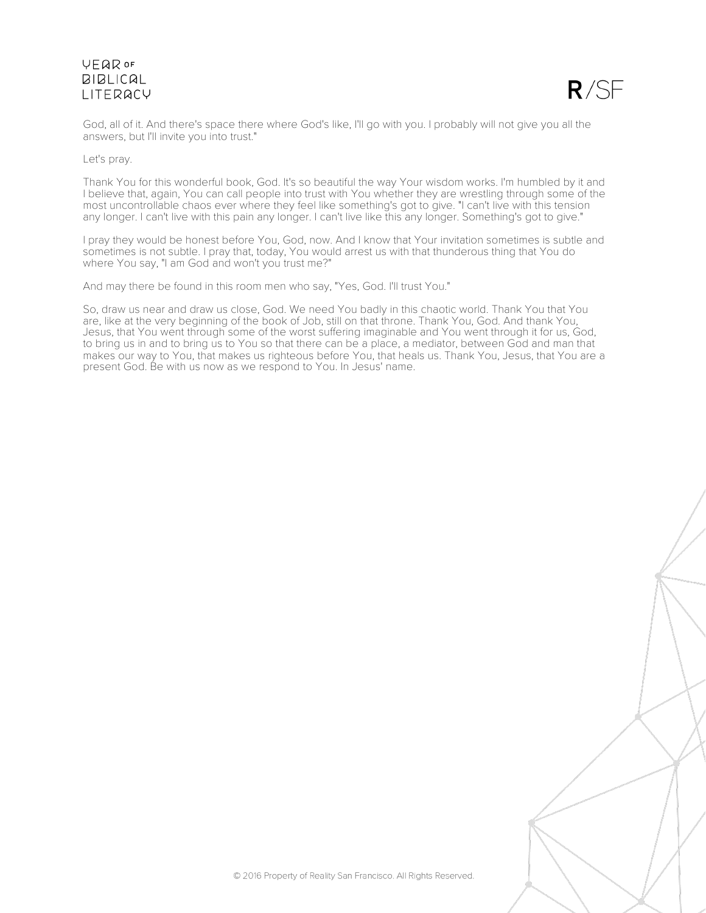God, all of it. And there's space there where God's like, I'll go with you. I probably will not give you all the answers, but I'll invite you into trust."

Let's pray.

Thank You for this wonderful book, God. It's so beautiful the way Your wisdom works. I'm humbled by it and I believe that, again, You can call people into trust with You whether they are wrestling through some of the most uncontrollable chaos ever where they feel like something's got to give. "I can't live with this tension any longer. I can't live with this pain any longer. I can't live like this any longer. Something's got to give."

I pray they would be honest before You, God, now. And I know that Your invitation sometimes is subtle and sometimes is not subtle. I pray that, today, You would arrest us with that thunderous thing that You do where You say, "I am God and won't you trust me?"

And may there be found in this room men who say, "Yes, God. I'll trust You."

So, draw us near and draw us close, God. We need You badly in this chaotic world. Thank You that You are, like at the very beginning of the book of Job, still on that throne. Thank You, God. And thank You, Jesus, that You went through some of the worst suffering imaginable and You went through it for us, God, to bring us in and to bring us to You so that there can be a place, a mediator, between God and man that makes our way to You, that makes us righteous before You, that heals us. Thank You, Jesus, that You are a present God. Be with us now as we respond to You. In Jesus' name.